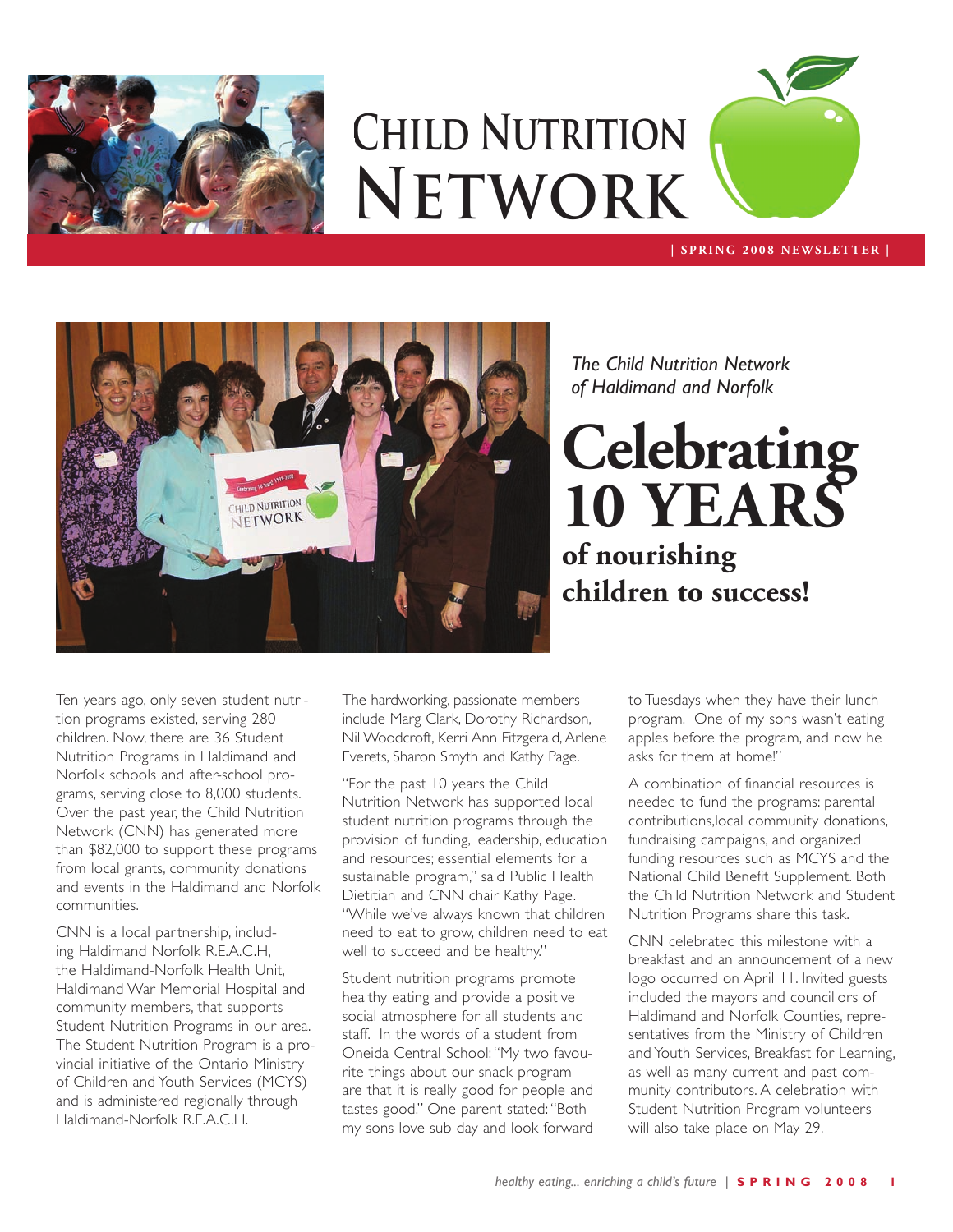# Child Nutrition Network

**| SPRING 2008 NEWSLETTER |**

*The Child Nutrition Network of Haldimand and Norfolk*

## Celebrating 10 YEARS of nourishing children to success!

Ten years ago, only seven student nutrition programs existed, serving 280 children. Now, there are 36 Student Nutrition Programs in Haldimand and Norfolk schools and after-school programs, serving close to 8,000 students. Over the past year, the Child Nutrition Network (CNN) has generated more than $82,000 to support these programs from local grants, community donations and events in the Haldimand and Norfolk communities.

CNN is a local partnership, including Haldimand Norfolk R.E.A.C.H, the Haldimand-Norfolk Health Unit, Haldimand War Memorial Hospital and community members, that supports Student Nutrition Programs in our area. The Student Nutrition Program is a provincial initiative of the Ontario Ministry of Children and Youth Services (MCYS) and is administered regionally through Haldimand-Norfolk R.E.A.C.H.

The hardworking, passionate members include Marg Clark, Dorothy Richardson, Nil Woodcroft, Kerri Ann Fitzgerald, Arlene Everets, Sharon Smyth and Kathy Page.

"For the past 10 years the Child Nutrition Network has supported local student nutrition programs through the provision of funding, leadership, education and resources; essential elements for a sustainable program," said Public Health Dietitian and CNN chair Kathy Page. "While we've always known that children need to eat to grow, children need to eat well to succeed and be healthy."

Student nutrition programs promote healthy eating and provide a positive social atmosphere for all students and staff. In the words of a student from Oneida Central School: "My two favourite things about our snack program are that it is really good for people and tastes good." One parent stated: "Both my sons love sub day and look forward to Tuesdays when they have their lunch program. One of my sons wasn't eating apples before the program, and now he asks for them at home!"

A combination of financial resources is needed to fund the programs: parental contributions,local community donations, fundraising campaigns, and organized funding resources such as MCYS and the National Child Benefit Supplement. Both the Child Nutrition Network and Student Nutrition Programs share this task.

CNN celebrated this milestone with a breakfast and an announcement of a new logo occurred on April 11. Invited guests included the mayors and councillors of Haldimand and Norfolk Counties, representatives from the Ministry of Children and Youth Services, Breakfast for Learning, as well as many current and past community contributors. A celebration with Student Nutrition Program volunteers will also take place on May 29.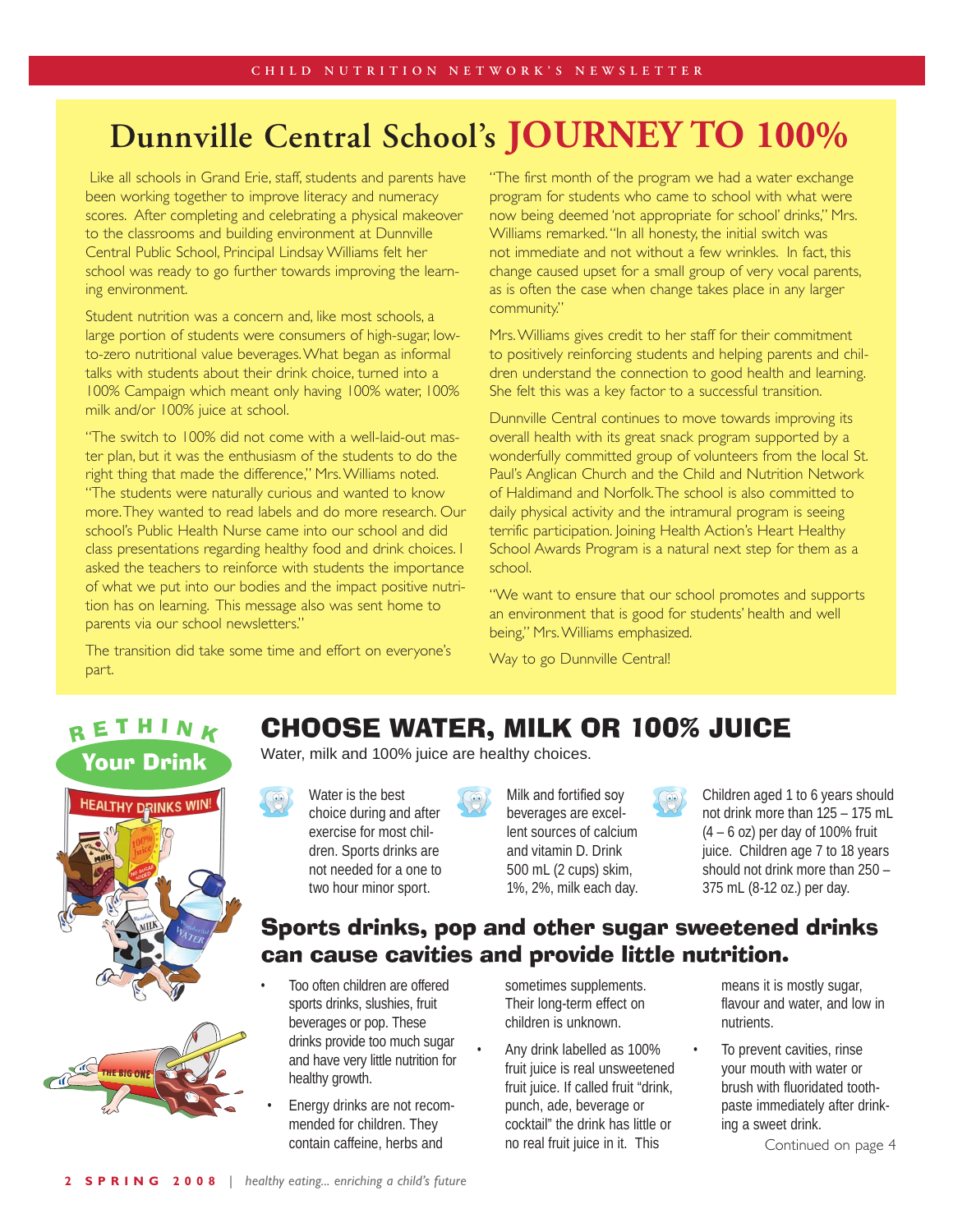# Dunnville Central School's JOURNEY TO 100%

Like all schools in Grand Erie, staff, students and parents have been working together to improve literacy and numeracy scores. After completing and celebrating a physical makeover to the classrooms and building environment at Dunnville Central Public School, Principal Lindsay Williams felt her school was ready to go further towards improving the learning environment.

Student nutrition was a concern and, like most schools, a large portion of students were consumers of high-sugar, low-to-zero nutritional value beverages. What began as informal talks with students about their drink choice, turned into a 100% Campaign which meant only having 100% water, 100% milk and/or 100% juice at school.

"The switch to 100% did not come with a well-laid-out master plan, but it was the enthusiasm of the students to do the right thing that made the difference," Mrs. Williams noted. "The students were naturally curious and wanted to know more. They wanted to read labels and do more research. Our school's Public Health Nurse came into our school and did class presentations regarding healthy food and drink choices. I asked the teachers to reinforce with students the importance of what we put into our bodies and the impact positive nutrition has on learning. This message also was sent home to parents via our school newsletters."

The transition did take some time and effort on everyone's part.

"The first month of the program we had a water exchange program for students who came to school with what were now being deemed 'not appropriate for school' drinks," Mrs. Williams remarked. "In all honesty, the initial switch was not immediate and not without a few wrinkles. In fact, this change caused upset for a small group of very vocal parents, as is often the case when change takes place in any larger community."

Mrs. Williams gives credit to her staff for their commitment to positively reinforcing students and helping parents and children understand the connection to good health and learning. She felt this was a key factor to a successful transition.

Dunnville Central continues to move towards improving its overall health with its great snack program supported by a wonderfully committed group of volunteers from the local St. Paul's Anglican Church and the Child and Nutrition Network of Haldimand and Norfolk. The school is also committed to daily physical activity and the intramural program is seeing terrific participation. Joining Health Action's Heart Healthy School Awards Program is a natural next step for them as a school.

"We want to ensure that our school promotes and supports an environment that is good for students' health and well being," Mrs. Williams emphasized.

Way to go Dunnville Central!

**RETHINK Your Drink**

**HEALTHY DRINKS WIN!**

## CHOOSE WATER, MILK OR 100% JUICE

Water, milk and 100% juice are healthy choices.

- Water is the best choice during and after exercise for most children. Sports drinks are not needed for a one to two hour minor sport.
- Milk and fortified soy beverages are excellent sources of calcium and vitamin D. Drink 500 mL (2 cups) skim, 1%, 2%, milk each day.
- Children aged 1 to 6 years should not drink more than 125 – 175 mL (4 – 6 oz) per day of 100% fruit juice. Children age 7 to 18 years should not drink more than 250 – 375 mL (8-12 oz.) per day.

## Sports drinks, pop and other sugar sweetened drinks can cause cavities and provide little nutrition.

- Too often children are offered sports drinks, slushies, fruit beverages or pop. These drinks provide too much sugar and have very little nutrition for healthy growth.
- Energy drinks are not recommended for children. They contain caffeine, herbs and sometimes supplements. Their long-term effect on children is unknown.
- Any drink labelled as 100% fruit juice is real unsweetened fruit juice. If called fruit "drink, punch, ade, beverage or cocktail" the drink has little or no real fruit juice in it. This means it is mostly sugar, flavour and water, and low in nutrients.
- To prevent cavities, rinse your mouth with water or brush with fluoridated toothpaste immediately after drinking a sweet drink.

Continued on page 4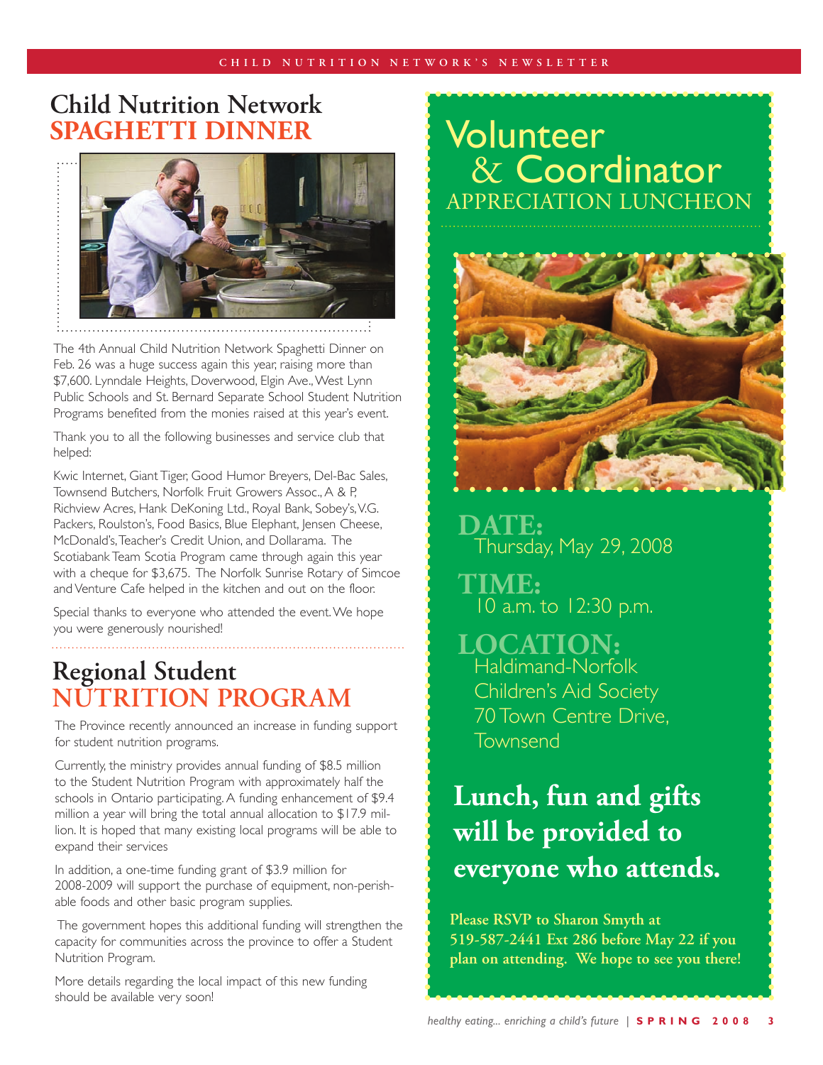# Child Nutrition Network SPAGHETTI DINNER

The 4th Annual Child Nutrition Network Spaghetti Dinner on Feb. 26 was a huge success again this year, raising more than $7,600. Lynndale Heights, Doverwood, Elgin Ave., West Lynn Public Schools and St. Bernard Separate School Student Nutrition Programs benefited from the monies raised at this year's event.

Thank you to all the following businesses and service club that helped:

Kwic Internet, Giant Tiger, Good Humor Breyers, Del-Bac Sales, Townsend Butchers, Norfolk Fruit Growers Assoc., A & P, Richview Acres, Hank DeKoning Ltd., Royal Bank, Sobey's, V.G. Packers, Roulston's, Food Basics, Blue Elephant, Jensen Cheese, McDonald's, Teacher's Credit Union, and Dollarama. The Scotiabank Team Scotia Program came through again this year with a cheque for $3,675. The Norfolk Sunrise Rotary of Simcoe and Venture Cafe helped in the kitchen and out on the floor.

Special thanks to everyone who attended the event. We hope you were generously nourished!

# Regional Student NUTRITION PROGRAM

The Province recently announced an increase in funding support for student nutrition programs.

Currently, the ministry provides annual funding of $8.5 million to the Student Nutrition Program with approximately half the schools in Ontario participating. A funding enhancement of $9.4 million a year will bring the total annual allocation to $17.9 million. It is hoped that many existing local programs will be able to expand their services

In addition, a one-time funding grant of $3.9 million for 2008-2009 will support the purchase of equipment, non-perishable foods and other basic program supplies.

The government hopes this additional funding will strengthen the capacity for communities across the province to offer a Student Nutrition Program.

More details regarding the local impact of this new funding should be available very soon!

# Volunteer & Coordinator APPRECIATION LUNCHEON

**DATE:**
Thursday, May 29, 2008

**TIME:**
10 a.m. to 12:30 p.m.

**LOCATION:**
Haldimand-Norfolk
Children's Aid Society
70 Town Centre Drive,
Townsend

## Lunch, fun and gifts will be provided to everyone who attends.

**Please RSVP to Sharon Smyth at 519-587-2441 Ext 286 before May 22 if you plan on attending. We hope to see you there!**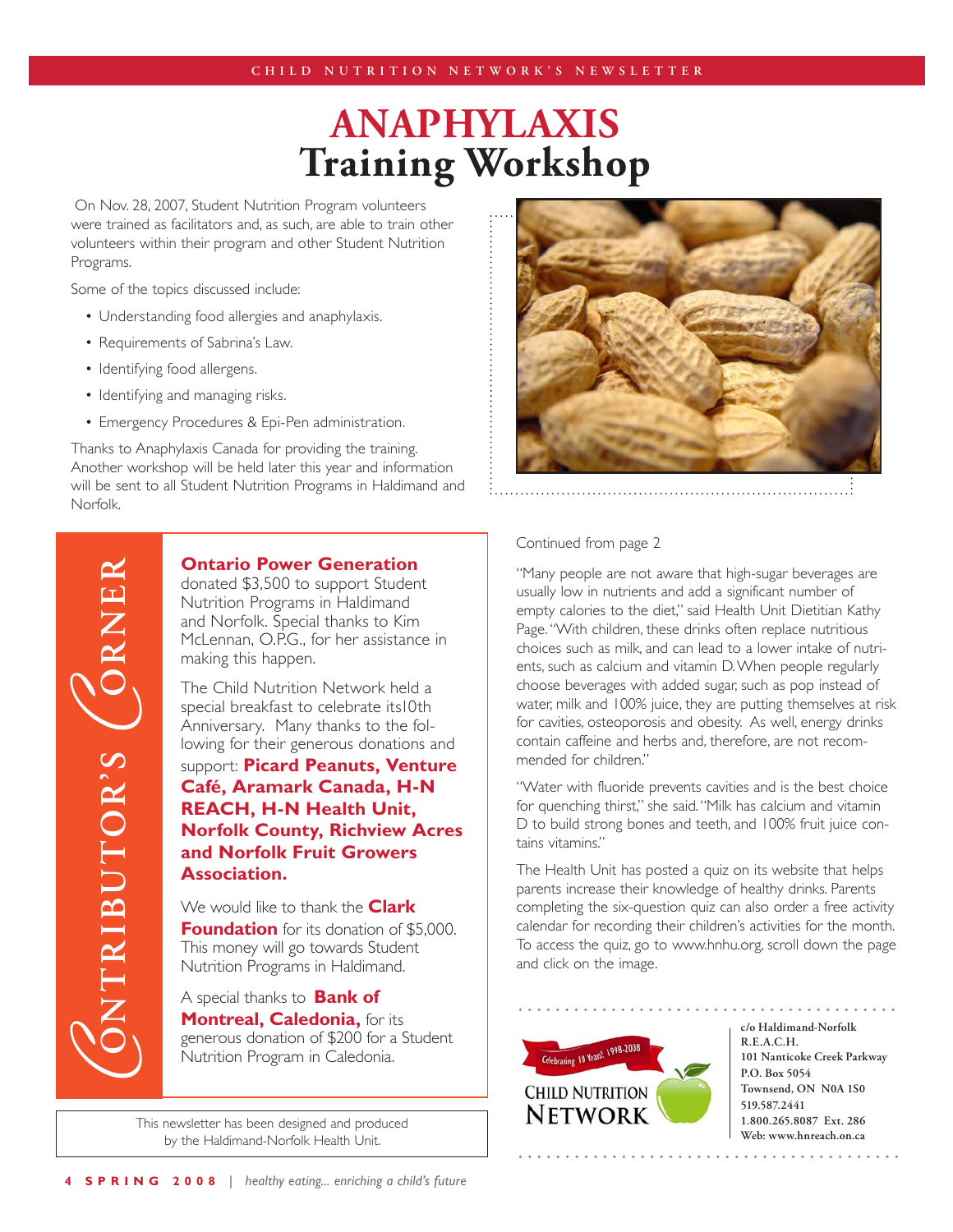# ANAPHYLAXIS Training Workshop

On Nov. 28, 2007, Student Nutrition Program volunteers were trained as facilitators and, as such, are able to train other volunteers within their program and other Student Nutrition Programs.

Some of the topics discussed include:

- Understanding food allergies and anaphylaxis.
- Requirements of Sabrina's Law.
- Identifying food allergens.
- Identifying and managing risks.
- Emergency Procedures & Epi-Pen administration.

Thanks to Anaphylaxis Canada for providing the training. Another workshop will be held later this year and information will be sent to all Student Nutrition Programs in Haldimand and Norfolk.

## Contributor's Corner

**Ontario Power Generation** donated $3,500 to support Student Nutrition Programs in Haldimand and Norfolk. Special thanks to Kim McLennan, O.P.G., for her assistance in making this happen.

The Child Nutrition Network held a special breakfast to celebrate its10th Anniversary. Many thanks to the following for their generous donations and support: **Picard Peanuts, Venture Café, Aramark Canada, H-N REACH, H-N Health Unit, Norfolk County, Richview Acres and Norfolk Fruit Growers Association.**

We would like to thank the **Clark Foundation** for its donation of $5,000. This money will go towards Student Nutrition Programs in Haldimand.

A special thanks to **Bank of Montreal, Caledonia,** for its generous donation of $200 for a Student Nutrition Program in Caledonia.

This newsletter has been designed and produced by the Haldimand-Norfolk Health Unit.

Continued from page 2

"Many people are not aware that high-sugar beverages are usually low in nutrients and add a significant number of empty calories to the diet," said Health Unit Dietitian Kathy Page. "With children, these drinks often replace nutritious choices such as milk, and can lead to a lower intake of nutrients, such as calcium and vitamin D. When people regularly choose beverages with added sugar, such as pop instead of water, milk and 100% juice, they are putting themselves at risk for cavities, osteoporosis and obesity. As well, energy drinks contain caffeine and herbs and, therefore, are not recommended for children."

"Water with fluoride prevents cavities and is the best choice for quenching thirst," she said. "Milk has calcium and vitamin D to build strong bones and teeth, and 100% fruit juice contains vitamins."

The Health Unit has posted a quiz on its website that helps parents increase their knowledge of healthy drinks. Parents completing the six-question quiz can also order a free activity calendar for recording their children's activities for the month. To access the quiz, go to www.hnhu.org, scroll down the page and click on the image.

Celebrating 10 Years! 1998-2008
CHILD NUTRITION NETWORK

**c/o Haldimand-Norfolk R.E.A.C.H.**
**101 Nanticoke Creek Parkway**
**P.O. Box 5054**
**Townsend, ON N0A 1S0**
**519.587.2441**
**1.800.265.8087 Ext. 286**
**Web: www.hnreach.on.ca**